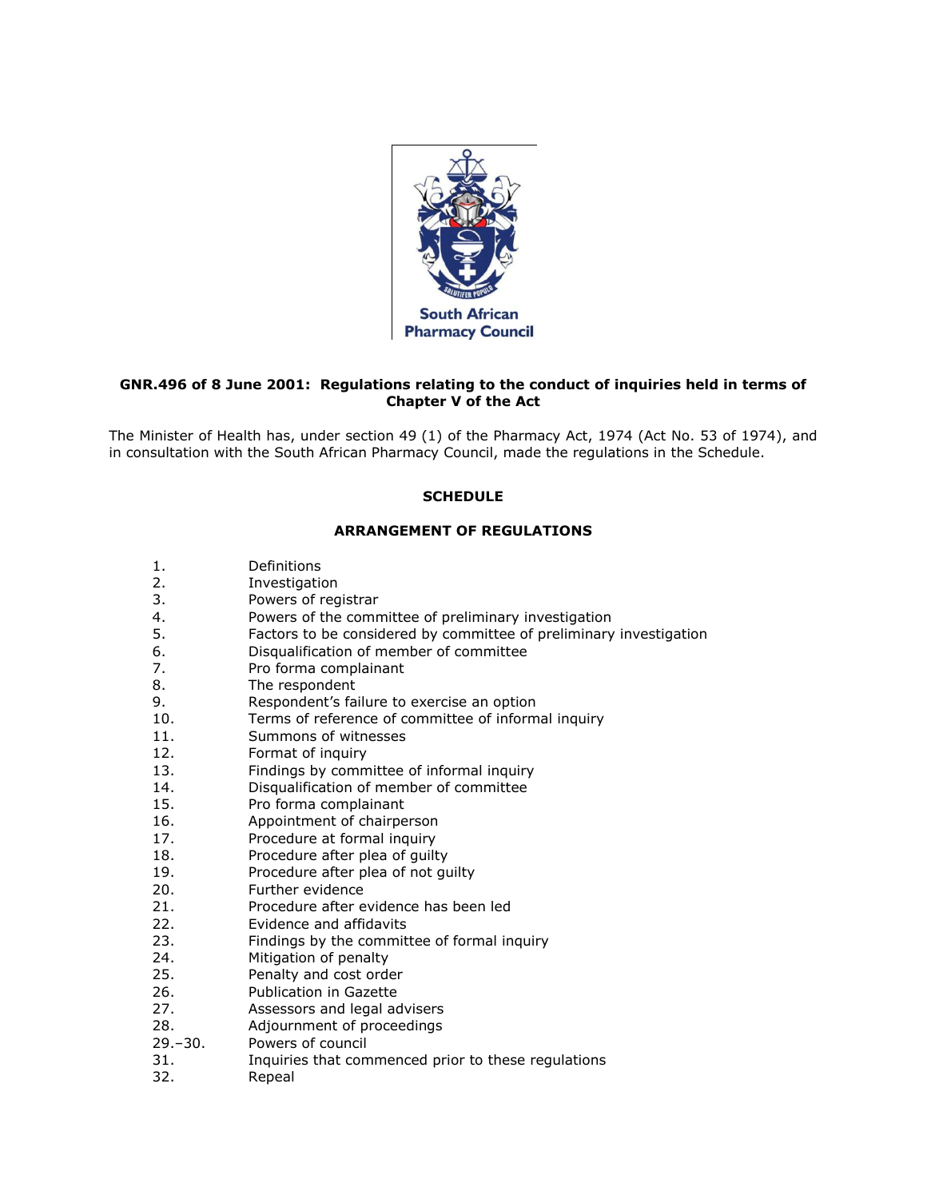South African Pharmacy Council

**GNR.496 of 8 June 2001: Regulations relating to the conduct of inquiries held in terms of Chapter V of the Act**

The Minister of Health has, under section 49 (1) of the Pharmacy Act, 1974 (Act No. 53 of 1974), and in consultation with the South African Pharmacy Council, made the regulations in the Schedule.

## SCHEDULE

### ARRANGEMENT OF REGULATIONS

1. Definitions
2. Investigation
3. Powers of registrar
4. Powers of the committee of preliminary investigation
5. Factors to be considered by committee of preliminary investigation
6. Disqualification of member of committee
7. Pro forma complainant
8. The respondent
9. Respondent's failure to exercise an option
10. Terms of reference of committee of informal inquiry
11. Summons of witnesses
12. Format of inquiry
13. Findings by committee of informal inquiry
14. Disqualification of member of committee
15. Pro forma complainant
16. Appointment of chairperson
17. Procedure at formal inquiry
18. Procedure after plea of guilty
19. Procedure after plea of not guilty
20. Further evidence
21. Procedure after evidence has been led
22. Evidence and affidavits
23. Findings by the committee of formal inquiry
24. Mitigation of penalty
25. Penalty and cost order
26. Publication in Gazette
27. Assessors and legal advisers
28. Adjournment of proceedings

29.–30. Powers of council

31. Inquiries that commenced prior to these regulations
32. Repeal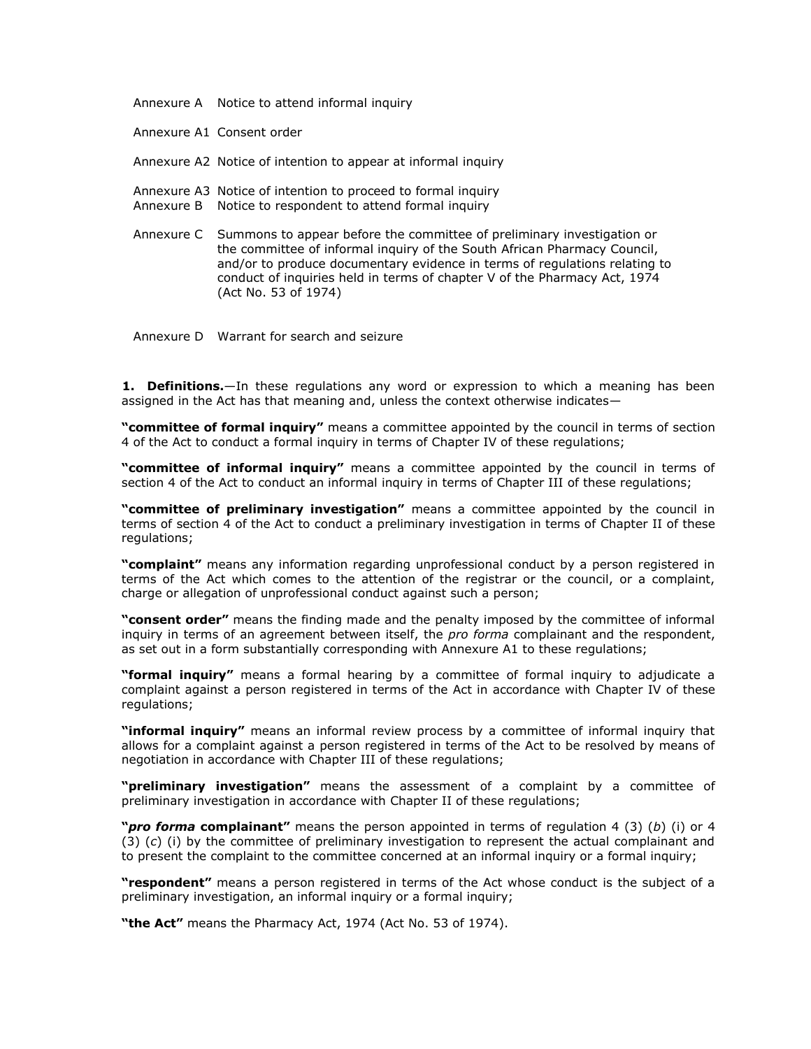Annexure A Notice to attend informal inquiry

Annexure A1 Consent order

Annexure A2 Notice of intention to appear at informal inquiry

Annexure A3 Notice of intention to proceed to formal inquiry

Annexure B Notice to respondent to attend formal inquiry

Annexure C Summons to appear before the committee of preliminary investigation or the committee of informal inquiry of the South African Pharmacy Council, and/or to produce documentary evidence in terms of regulations relating to conduct of inquiries held in terms of chapter V of the Pharmacy Act, 1974 (Act No. 53 of 1974)

Annexure D Warrant for search and seizure

**1. Definitions.**—In these regulations any word or expression to which a meaning has been assigned in the Act has that meaning and, unless the context otherwise indicates—

**"committee of formal inquiry"** means a committee appointed by the council in terms of section 4 of the Act to conduct a formal inquiry in terms of Chapter IV of these regulations;

**"committee of informal inquiry"** means a committee appointed by the council in terms of section 4 of the Act to conduct an informal inquiry in terms of Chapter III of these regulations;

**"committee of preliminary investigation"** means a committee appointed by the council in terms of section 4 of the Act to conduct a preliminary investigation in terms of Chapter II of these regulations;

**"complaint"** means any information regarding unprofessional conduct by a person registered in terms of the Act which comes to the attention of the registrar or the council, or a complaint, charge or allegation of unprofessional conduct against such a person;

**"consent order"** means the finding made and the penalty imposed by the committee of informal inquiry in terms of an agreement between itself, the *pro forma* complainant and the respondent, as set out in a form substantially corresponding with Annexure A1 to these regulations;

**"formal inquiry"** means a formal hearing by a committee of formal inquiry to adjudicate a complaint against a person registered in terms of the Act in accordance with Chapter IV of these regulations;

**"informal inquiry"** means an informal review process by a committee of informal inquiry that allows for a complaint against a person registered in terms of the Act to be resolved by means of negotiation in accordance with Chapter III of these regulations;

**"preliminary investigation"** means the assessment of a complaint by a committee of preliminary investigation in accordance with Chapter II of these regulations;

**"*pro forma* complainant"** means the person appointed in terms of regulation 4 (3) (*b*) (i) or 4 (3) (*c*) (i) by the committee of preliminary investigation to represent the actual complainant and to present the complaint to the committee concerned at an informal inquiry or a formal inquiry;

**"respondent"** means a person registered in terms of the Act whose conduct is the subject of a preliminary investigation, an informal inquiry or a formal inquiry;

**"the Act"** means the Pharmacy Act, 1974 (Act No. 53 of 1974).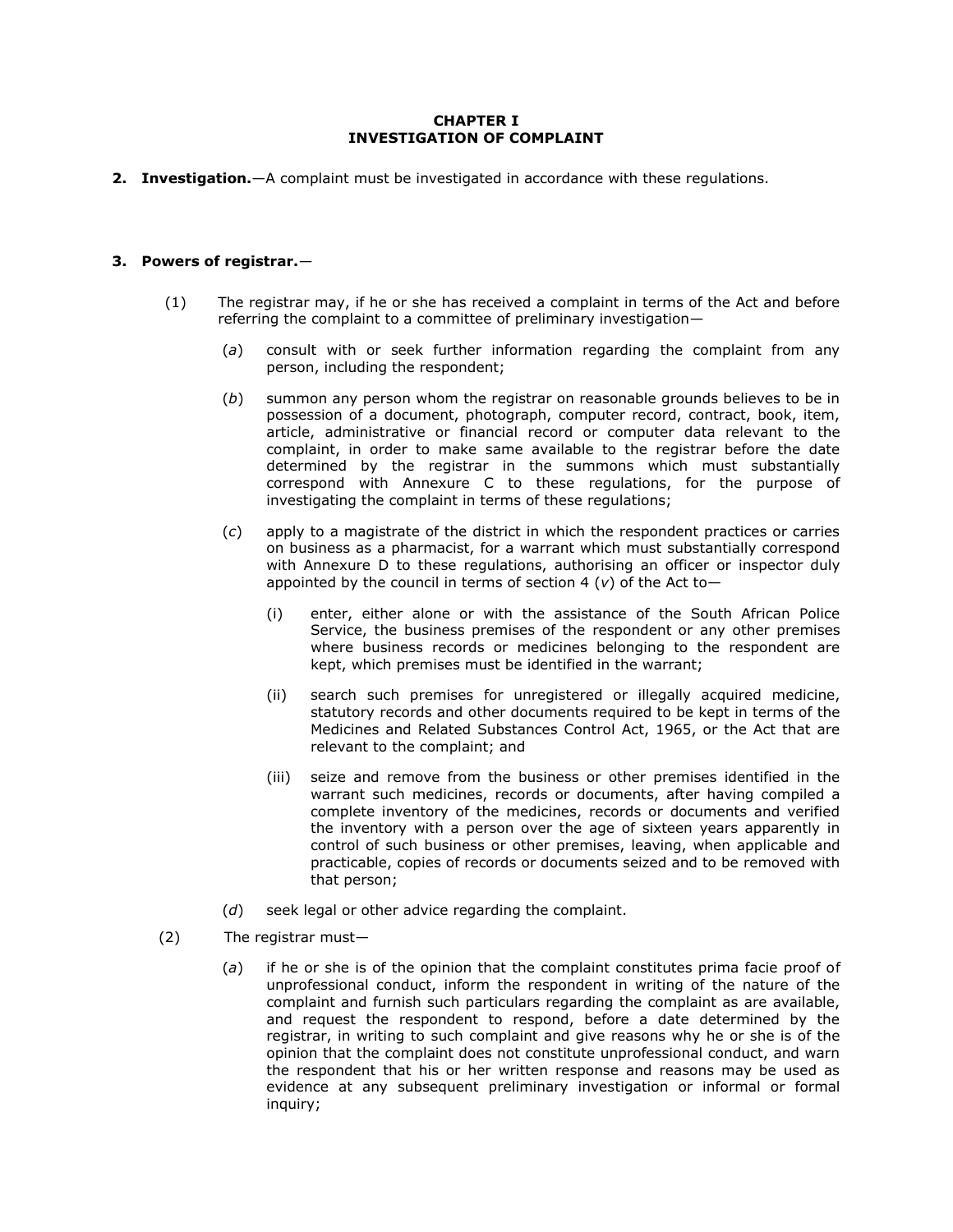**CHAPTER I**
**INVESTIGATION OF COMPLAINT**

**2. Investigation.**—A complaint must be investigated in accordance with these regulations.

**3. Powers of registrar.**—

(1) The registrar may, if he or she has received a complaint in terms of the Act and before referring the complaint to a committee of preliminary investigation—

(*a*) consult with or seek further information regarding the complaint from any person, including the respondent;

(*b*) summon any person whom the registrar on reasonable grounds believes to be in possession of a document, photograph, computer record, contract, book, item, article, administrative or financial record or computer data relevant to the complaint, in order to make same available to the registrar before the date determined by the registrar in the summons which must substantially correspond with Annexure C to these regulations, for the purpose of investigating the complaint in terms of these regulations;

(*c*) apply to a magistrate of the district in which the respondent practices or carries on business as a pharmacist, for a warrant which must substantially correspond with Annexure D to these regulations, authorising an officer or inspector duly appointed by the council in terms of section 4 (*v*) of the Act to—

(i) enter, either alone or with the assistance of the South African Police Service, the business premises of the respondent or any other premises where business records or medicines belonging to the respondent are kept, which premises must be identified in the warrant;

(ii) search such premises for unregistered or illegally acquired medicine, statutory records and other documents required to be kept in terms of the Medicines and Related Substances Control Act, 1965, or the Act that are relevant to the complaint; and

(iii) seize and remove from the business or other premises identified in the warrant such medicines, records or documents, after having compiled a complete inventory of the medicines, records or documents and verified the inventory with a person over the age of sixteen years apparently in control of such business or other premises, leaving, when applicable and practicable, copies of records or documents seized and to be removed with that person;

(*d*) seek legal or other advice regarding the complaint.

(2) The registrar must—

(*a*) if he or she is of the opinion that the complaint constitutes prima facie proof of unprofessional conduct, inform the respondent in writing of the nature of the complaint and furnish such particulars regarding the complaint as are available, and request the respondent to respond, before a date determined by the registrar, in writing to such complaint and give reasons why he or she is of the opinion that the complaint does not constitute unprofessional conduct, and warn the respondent that his or her written response and reasons may be used as evidence at any subsequent preliminary investigation or informal or formal inquiry;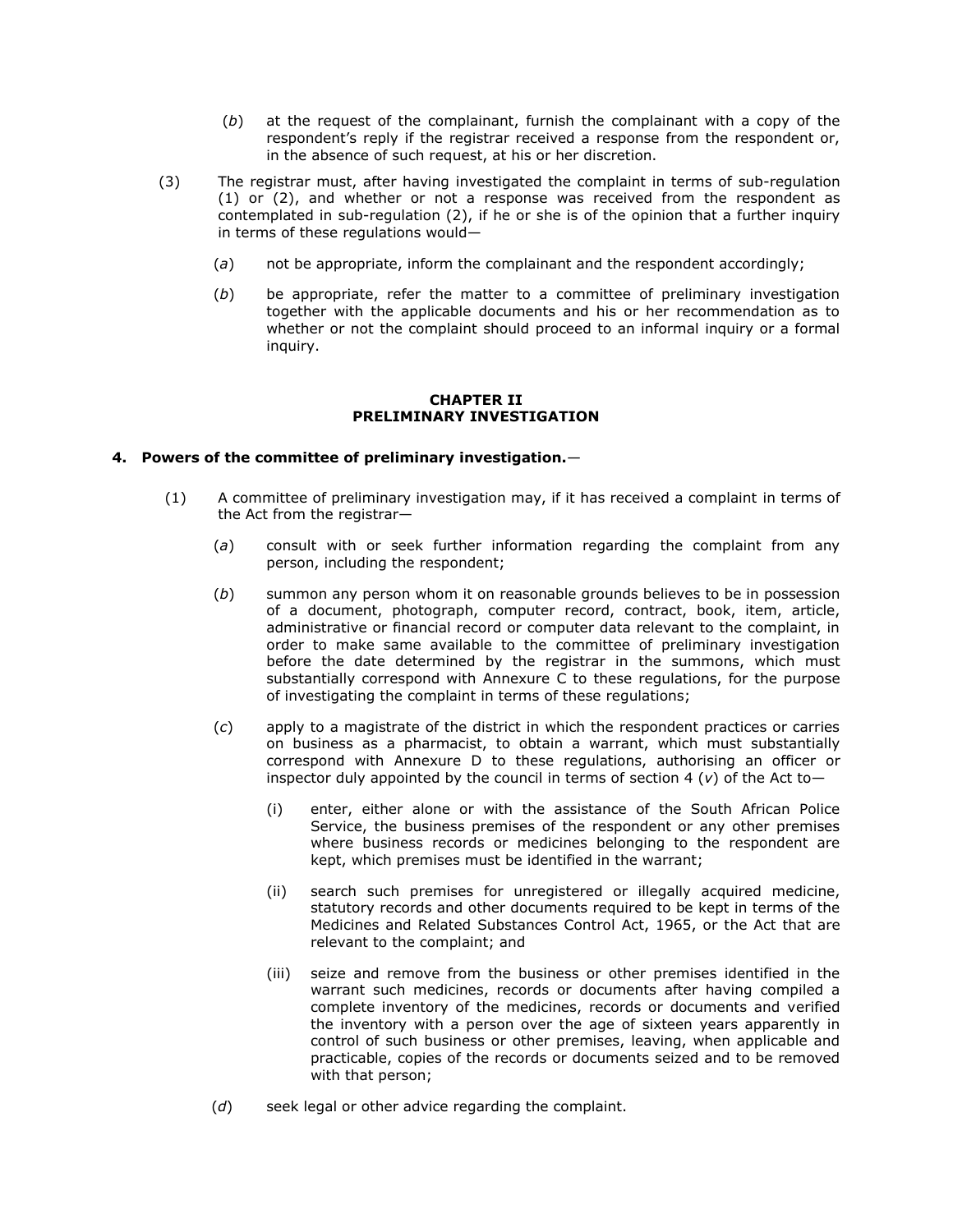(*b*) at the request of the complainant, furnish the complainant with a copy of the respondent's reply if the registrar received a response from the respondent or, in the absence of such request, at his or her discretion.

(3) The registrar must, after having investigated the complaint in terms of sub-regulation (1) or (2), and whether or not a response was received from the respondent as contemplated in sub-regulation (2), if he or she is of the opinion that a further inquiry in terms of these regulations would—

(*a*) not be appropriate, inform the complainant and the respondent accordingly;

(*b*) be appropriate, refer the matter to a committee of preliminary investigation together with the applicable documents and his or her recommendation as to whether or not the complaint should proceed to an informal inquiry or a formal inquiry.

## CHAPTER II
## PRELIMINARY INVESTIGATION

**4. Powers of the committee of preliminary investigation.**—

(1) A committee of preliminary investigation may, if it has received a complaint in terms of the Act from the registrar—

(*a*) consult with or seek further information regarding the complaint from any person, including the respondent;

(*b*) summon any person whom it on reasonable grounds believes to be in possession of a document, photograph, computer record, contract, book, item, article, administrative or financial record or computer data relevant to the complaint, in order to make same available to the committee of preliminary investigation before the date determined by the registrar in the summons, which must substantially correspond with Annexure C to these regulations, for the purpose of investigating the complaint in terms of these regulations;

(*c*) apply to a magistrate of the district in which the respondent practices or carries on business as a pharmacist, to obtain a warrant, which must substantially correspond with Annexure D to these regulations, authorising an officer or inspector duly appointed by the council in terms of section 4 (*v*) of the Act to—

(i) enter, either alone or with the assistance of the South African Police Service, the business premises of the respondent or any other premises where business records or medicines belonging to the respondent are kept, which premises must be identified in the warrant;

(ii) search such premises for unregistered or illegally acquired medicine, statutory records and other documents required to be kept in terms of the Medicines and Related Substances Control Act, 1965, or the Act that are relevant to the complaint; and

(iii) seize and remove from the business or other premises identified in the warrant such medicines, records or documents after having compiled a complete inventory of the medicines, records or documents and verified the inventory with a person over the age of sixteen years apparently in control of such business or other premises, leaving, when applicable and practicable, copies of the records or documents seized and to be removed with that person;

(*d*) seek legal or other advice regarding the complaint.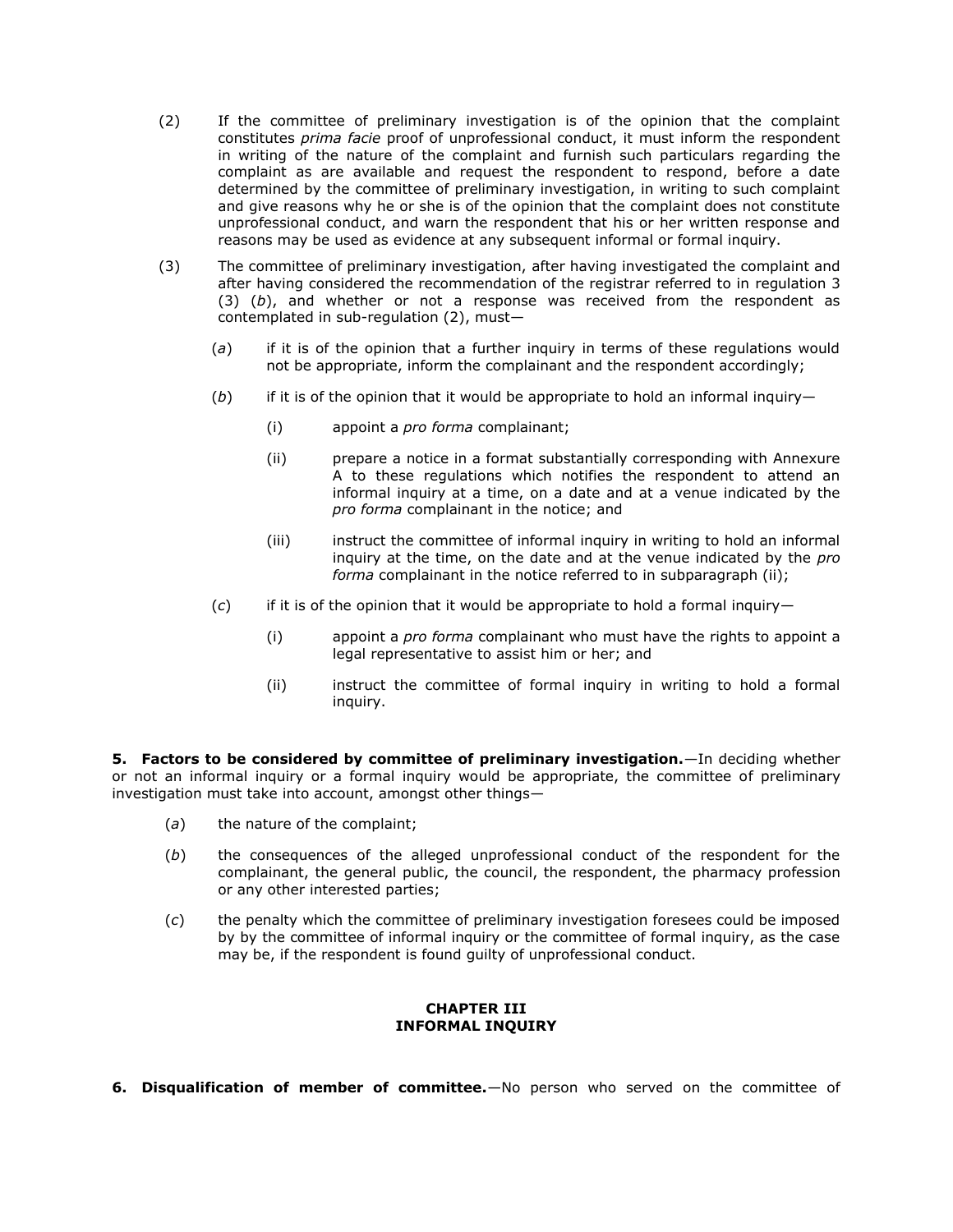(2) If the committee of preliminary investigation is of the opinion that the complaint constitutes *prima facie* proof of unprofessional conduct, it must inform the respondent in writing of the nature of the complaint and furnish such particulars regarding the complaint as are available and request the respondent to respond, before a date determined by the committee of preliminary investigation, in writing to such complaint and give reasons why he or she is of the opinion that the complaint does not constitute unprofessional conduct, and warn the respondent that his or her written response and reasons may be used as evidence at any subsequent informal or formal inquiry.

(3) The committee of preliminary investigation, after having investigated the complaint and after having considered the recommendation of the registrar referred to in regulation 3 (3) (*b*), and whether or not a response was received from the respondent as contemplated in sub-regulation (2), must—

(*a*) if it is of the opinion that a further inquiry in terms of these regulations would not be appropriate, inform the complainant and the respondent accordingly;

(*b*) if it is of the opinion that it would be appropriate to hold an informal inquiry—

(i) appoint a *pro forma* complainant;

(ii) prepare a notice in a format substantially corresponding with Annexure A to these regulations which notifies the respondent to attend an informal inquiry at a time, on a date and at a venue indicated by the *pro forma* complainant in the notice; and

(iii) instruct the committee of informal inquiry in writing to hold an informal inquiry at the time, on the date and at the venue indicated by the *pro forma* complainant in the notice referred to in subparagraph (ii);

(*c*) if it is of the opinion that it would be appropriate to hold a formal inquiry—

(i) appoint a *pro forma* complainant who must have the rights to appoint a legal representative to assist him or her; and

(ii) instruct the committee of formal inquiry in writing to hold a formal inquiry.

**5. Factors to be considered by committee of preliminary investigation.**—In deciding whether or not an informal inquiry or a formal inquiry would be appropriate, the committee of preliminary investigation must take into account, amongst other things—

(*a*) the nature of the complaint;

(*b*) the consequences of the alleged unprofessional conduct of the respondent for the complainant, the general public, the council, the respondent, the pharmacy profession or any other interested parties;

(*c*) the penalty which the committee of preliminary investigation foresees could be imposed by by the committee of informal inquiry or the committee of formal inquiry, as the case may be, if the respondent is found guilty of unprofessional conduct.

## CHAPTER III
## INFORMAL INQUIRY

**6. Disqualification of member of committee.**—No person who served on the committee of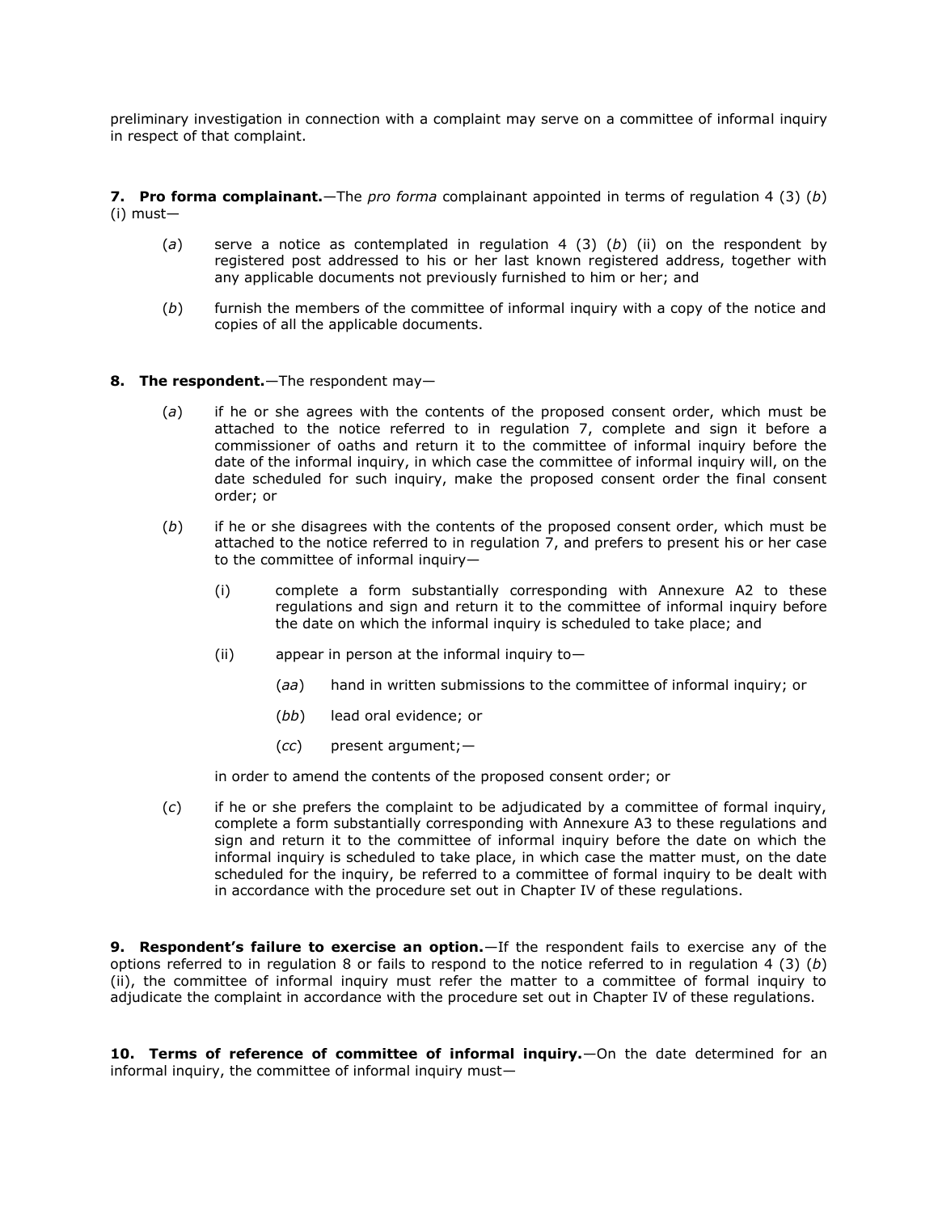preliminary investigation in connection with a complaint may serve on a committee of informal inquiry in respect of that complaint.

**7. Pro forma complainant.**—The *pro forma* complainant appointed in terms of regulation 4 (3) (*b*) (i) must—

(*a*) serve a notice as contemplated in regulation 4 (3) (*b*) (ii) on the respondent by registered post addressed to his or her last known registered address, together with any applicable documents not previously furnished to him or her; and

(*b*) furnish the members of the committee of informal inquiry with a copy of the notice and copies of all the applicable documents.

**8. The respondent.**—The respondent may—

(*a*) if he or she agrees with the contents of the proposed consent order, which must be attached to the notice referred to in regulation 7, complete and sign it before a commissioner of oaths and return it to the committee of informal inquiry before the date of the informal inquiry, in which case the committee of informal inquiry will, on the date scheduled for such inquiry, make the proposed consent order the final consent order; or

(*b*) if he or she disagrees with the contents of the proposed consent order, which must be attached to the notice referred to in regulation 7, and prefers to present his or her case to the committee of informal inquiry—

(i) complete a form substantially corresponding with Annexure A2 to these regulations and sign and return it to the committee of informal inquiry before the date on which the informal inquiry is scheduled to take place; and

(ii) appear in person at the informal inquiry to—

(*aa*) hand in written submissions to the committee of informal inquiry; or

(*bb*) lead oral evidence; or

(*cc*) present argument;—

in order to amend the contents of the proposed consent order; or

(*c*) if he or she prefers the complaint to be adjudicated by a committee of formal inquiry, complete a form substantially corresponding with Annexure A3 to these regulations and sign and return it to the committee of informal inquiry before the date on which the informal inquiry is scheduled to take place, in which case the matter must, on the date scheduled for the inquiry, be referred to a committee of formal inquiry to be dealt with in accordance with the procedure set out in Chapter IV of these regulations.

**9. Respondent's failure to exercise an option.**—If the respondent fails to exercise any of the options referred to in regulation 8 or fails to respond to the notice referred to in regulation 4 (3) (*b*) (ii), the committee of informal inquiry must refer the matter to a committee of formal inquiry to adjudicate the complaint in accordance with the procedure set out in Chapter IV of these regulations.

**10. Terms of reference of committee of informal inquiry.**—On the date determined for an informal inquiry, the committee of informal inquiry must—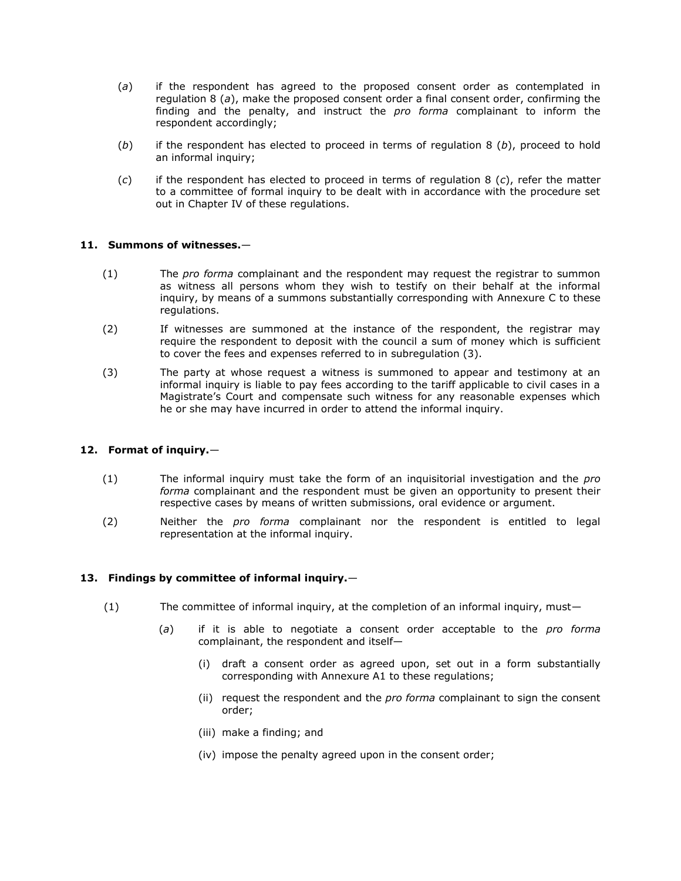(*a*) if the respondent has agreed to the proposed consent order as contemplated in regulation 8 (*a*), make the proposed consent order a final consent order, confirming the finding and the penalty, and instruct the *pro forma* complainant to inform the respondent accordingly;

(*b*) if the respondent has elected to proceed in terms of regulation 8 (*b*), proceed to hold an informal inquiry;

(*c*) if the respondent has elected to proceed in terms of regulation 8 (*c*), refer the matter to a committee of formal inquiry to be dealt with in accordance with the procedure set out in Chapter IV of these regulations.

**11. Summons of witnesses.**—

(1) The *pro forma* complainant and the respondent may request the registrar to summon as witness all persons whom they wish to testify on their behalf at the informal inquiry, by means of a summons substantially corresponding with Annexure C to these regulations.

(2) If witnesses are summoned at the instance of the respondent, the registrar may require the respondent to deposit with the council a sum of money which is sufficient to cover the fees and expenses referred to in subregulation (3).

(3) The party at whose request a witness is summoned to appear and testimony at an informal inquiry is liable to pay fees according to the tariff applicable to civil cases in a Magistrate's Court and compensate such witness for any reasonable expenses which he or she may have incurred in order to attend the informal inquiry.

**12. Format of inquiry.**—

(1) The informal inquiry must take the form of an inquisitorial investigation and the *pro forma* complainant and the respondent must be given an opportunity to present their respective cases by means of written submissions, oral evidence or argument.

(2) Neither the *pro forma* complainant nor the respondent is entitled to legal representation at the informal inquiry.

**13. Findings by committee of informal inquiry.**—

(1) The committee of informal inquiry, at the completion of an informal inquiry, must—

(*a*) if it is able to negotiate a consent order acceptable to the *pro forma* complainant, the respondent and itself—

(i) draft a consent order as agreed upon, set out in a form substantially corresponding with Annexure A1 to these regulations;

(ii) request the respondent and the *pro forma* complainant to sign the consent order;

(iii) make a finding; and

(iv) impose the penalty agreed upon in the consent order;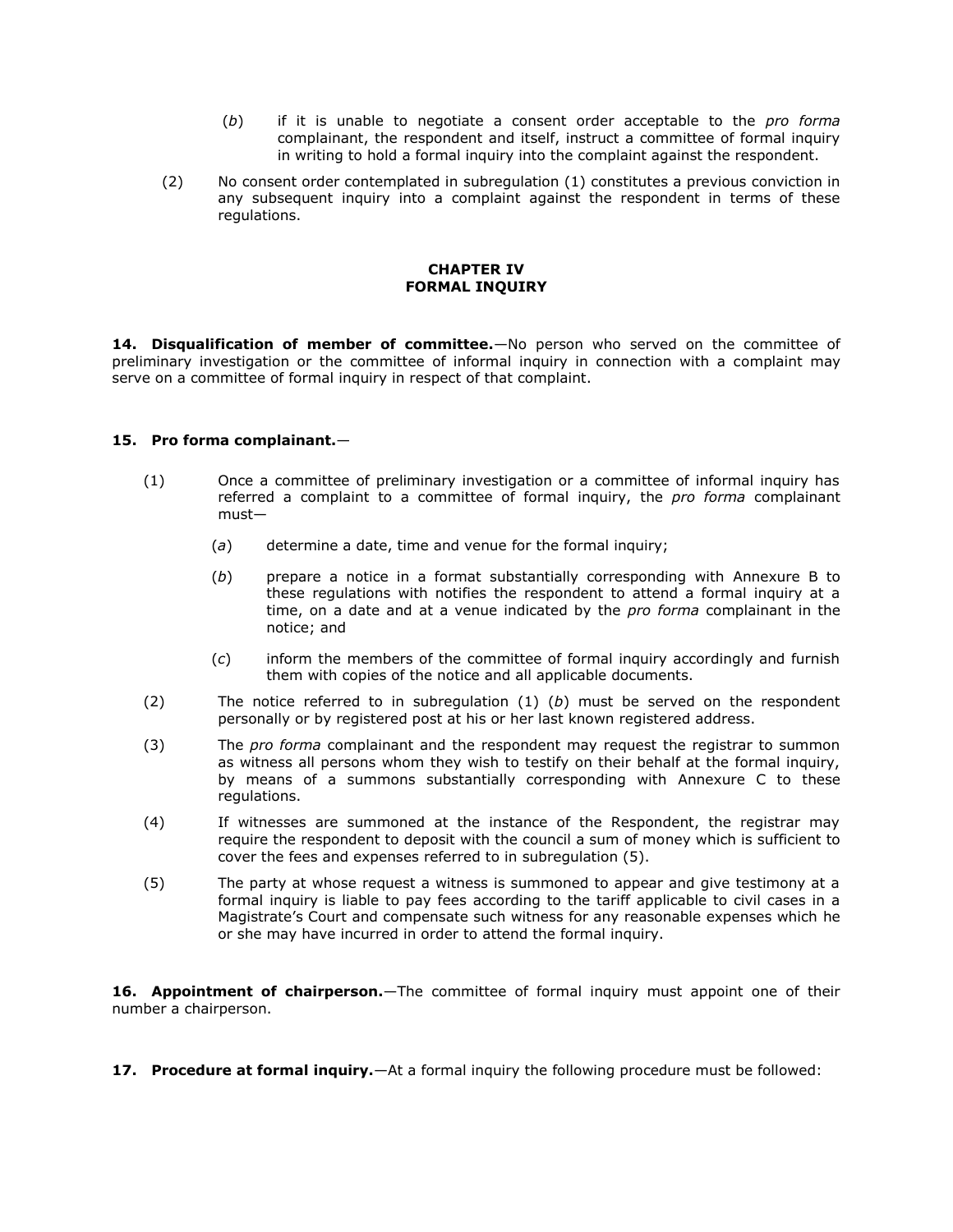(*b*) if it is unable to negotiate a consent order acceptable to the *pro forma* complainant, the respondent and itself, instruct a committee of formal inquiry in writing to hold a formal inquiry into the complaint against the respondent.

(2) No consent order contemplated in subregulation (1) constitutes a previous conviction in any subsequent inquiry into a complaint against the respondent in terms of these regulations.

## CHAPTER IV
## FORMAL INQUIRY

**14. Disqualification of member of committee.**—No person who served on the committee of preliminary investigation or the committee of informal inquiry in connection with a complaint may serve on a committee of formal inquiry in respect of that complaint.

**15. Pro forma complainant.**—

(1) Once a committee of preliminary investigation or a committee of informal inquiry has referred a complaint to a committee of formal inquiry, the *pro forma* complainant must—

(*a*) determine a date, time and venue for the formal inquiry;

(*b*) prepare a notice in a format substantially corresponding with Annexure B to these regulations with notifies the respondent to attend a formal inquiry at a time, on a date and at a venue indicated by the *pro forma* complainant in the notice; and

(*c*) inform the members of the committee of formal inquiry accordingly and furnish them with copies of the notice and all applicable documents.

(2) The notice referred to in subregulation (1) (*b*) must be served on the respondent personally or by registered post at his or her last known registered address.

(3) The *pro forma* complainant and the respondent may request the registrar to summon as witness all persons whom they wish to testify on their behalf at the formal inquiry, by means of a summons substantially corresponding with Annexure C to these regulations.

(4) If witnesses are summoned at the instance of the Respondent, the registrar may require the respondent to deposit with the council a sum of money which is sufficient to cover the fees and expenses referred to in subregulation (5).

(5) The party at whose request a witness is summoned to appear and give testimony at a formal inquiry is liable to pay fees according to the tariff applicable to civil cases in a Magistrate's Court and compensate such witness for any reasonable expenses which he or she may have incurred in order to attend the formal inquiry.

**16. Appointment of chairperson.**—The committee of formal inquiry must appoint one of their number a chairperson.

**17. Procedure at formal inquiry.**—At a formal inquiry the following procedure must be followed: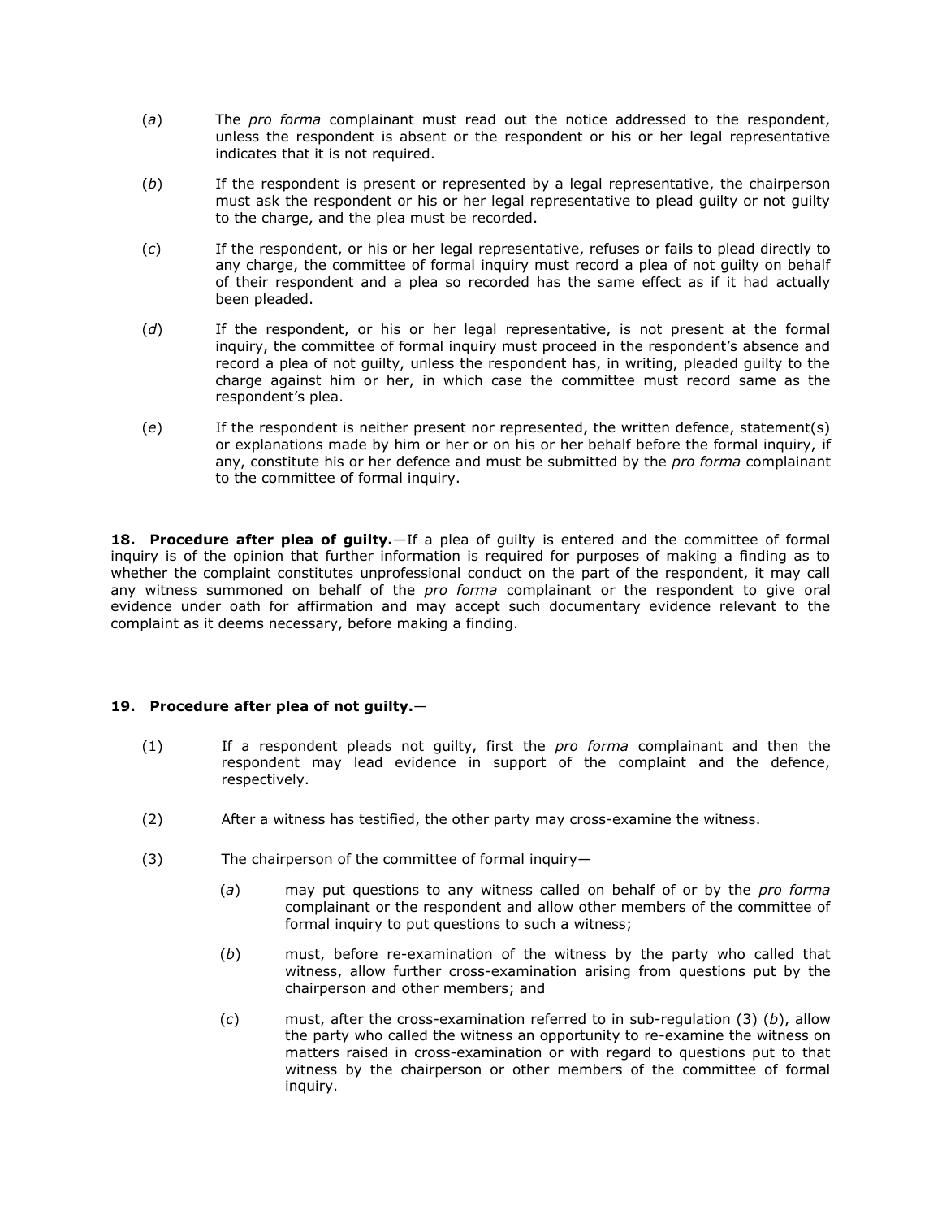(*a*) The *pro forma* complainant must read out the notice addressed to the respondent, unless the respondent is absent or the respondent or his or her legal representative indicates that it is not required.

(*b*) If the respondent is present or represented by a legal representative, the chairperson must ask the respondent or his or her legal representative to plead guilty or not guilty to the charge, and the plea must be recorded.

(*c*) If the respondent, or his or her legal representative, refuses or fails to plead directly to any charge, the committee of formal inquiry must record a plea of not guilty on behalf of their respondent and a plea so recorded has the same effect as if it had actually been pleaded.

(*d*) If the respondent, or his or her legal representative, is not present at the formal inquiry, the committee of formal inquiry must proceed in the respondent's absence and record a plea of not guilty, unless the respondent has, in writing, pleaded guilty to the charge against him or her, in which case the committee must record same as the respondent's plea.

(*e*) If the respondent is neither present nor represented, the written defence, statement(s) or explanations made by him or her or on his or her behalf before the formal inquiry, if any, constitute his or her defence and must be submitted by the *pro forma* complainant to the committee of formal inquiry.

**18. Procedure after plea of guilty.**—If a plea of guilty is entered and the committee of formal inquiry is of the opinion that further information is required for purposes of making a finding as to whether the complaint constitutes unprofessional conduct on the part of the respondent, it may call any witness summoned on behalf of the *pro forma* complainant or the respondent to give oral evidence under oath for affirmation and may accept such documentary evidence relevant to the complaint as it deems necessary, before making a finding.

**19. Procedure after plea of not guilty.**—

(1) If a respondent pleads not guilty, first the *pro forma* complainant and then the respondent may lead evidence in support of the complaint and the defence, respectively.

(2) After a witness has testified, the other party may cross-examine the witness.

(3) The chairperson of the committee of formal inquiry—

(*a*) may put questions to any witness called on behalf of or by the *pro forma* complainant or the respondent and allow other members of the committee of formal inquiry to put questions to such a witness;

(*b*) must, before re-examination of the witness by the party who called that witness, allow further cross-examination arising from questions put by the chairperson and other members; and

(*c*) must, after the cross-examination referred to in sub-regulation (3) (*b*), allow the party who called the witness an opportunity to re-examine the witness on matters raised in cross-examination or with regard to questions put to that witness by the chairperson or other members of the committee of formal inquiry.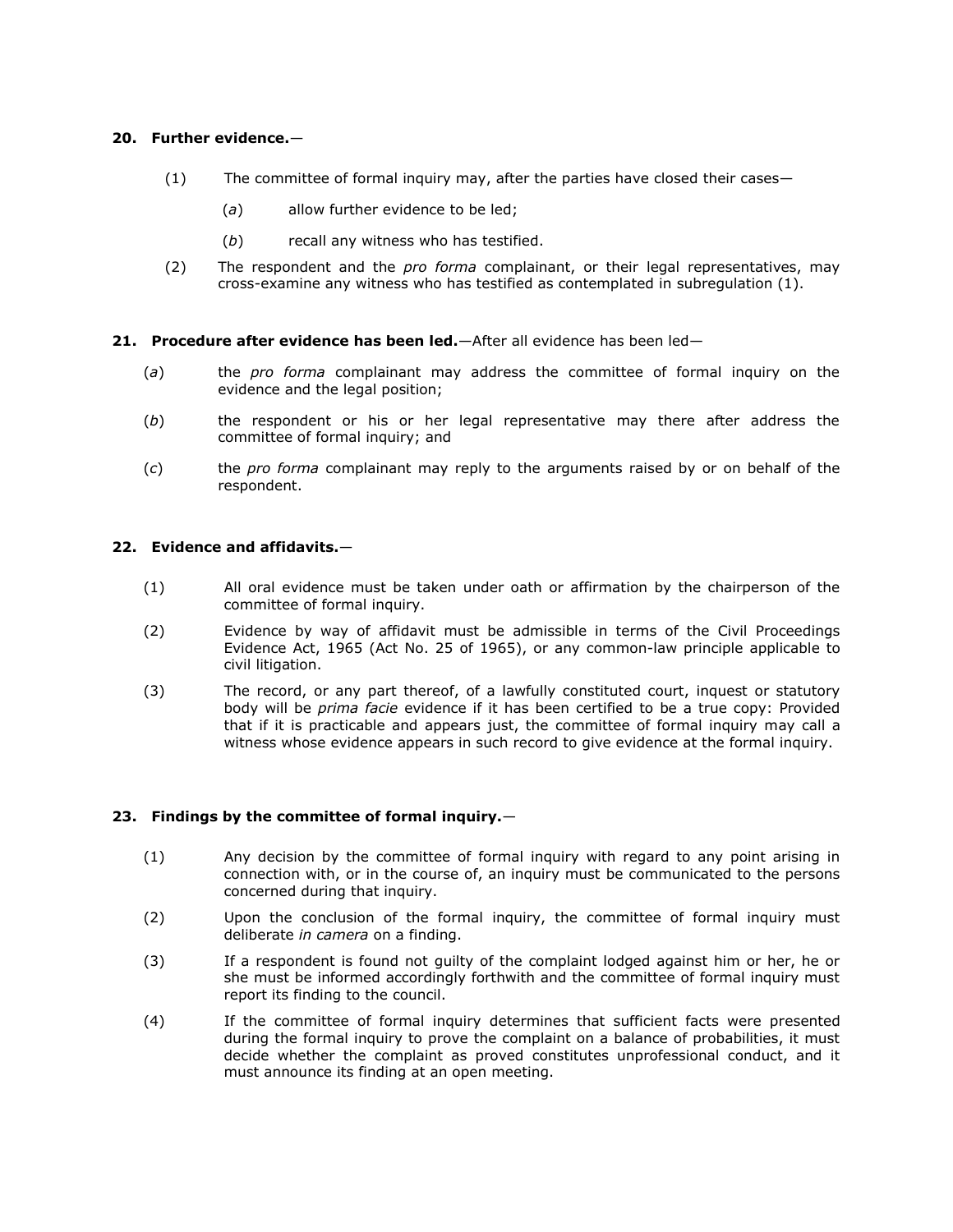**20. Further evidence.**—

(1) The committee of formal inquiry may, after the parties have closed their cases—

(*a*) allow further evidence to be led;

(*b*) recall any witness who has testified.

(2) The respondent and the *pro forma* complainant, or their legal representatives, may cross-examine any witness who has testified as contemplated in subregulation (1).

**21. Procedure after evidence has been led.**—After all evidence has been led—

(*a*) the *pro forma* complainant may address the committee of formal inquiry on the evidence and the legal position;

(*b*) the respondent or his or her legal representative may there after address the committee of formal inquiry; and

(*c*) the *pro forma* complainant may reply to the arguments raised by or on behalf of the respondent.

**22. Evidence and affidavits.**—

(1) All oral evidence must be taken under oath or affirmation by the chairperson of the committee of formal inquiry.

(2) Evidence by way of affidavit must be admissible in terms of the Civil Proceedings Evidence Act, 1965 (Act No. 25 of 1965), or any common-law principle applicable to civil litigation.

(3) The record, or any part thereof, of a lawfully constituted court, inquest or statutory body will be *prima facie* evidence if it has been certified to be a true copy: Provided that if it is practicable and appears just, the committee of formal inquiry may call a witness whose evidence appears in such record to give evidence at the formal inquiry.

**23. Findings by the committee of formal inquiry.**—

(1) Any decision by the committee of formal inquiry with regard to any point arising in connection with, or in the course of, an inquiry must be communicated to the persons concerned during that inquiry.

(2) Upon the conclusion of the formal inquiry, the committee of formal inquiry must deliberate *in camera* on a finding.

(3) If a respondent is found not guilty of the complaint lodged against him or her, he or she must be informed accordingly forthwith and the committee of formal inquiry must report its finding to the council.

(4) If the committee of formal inquiry determines that sufficient facts were presented during the formal inquiry to prove the complaint on a balance of probabilities, it must decide whether the complaint as proved constitutes unprofessional conduct, and it must announce its finding at an open meeting.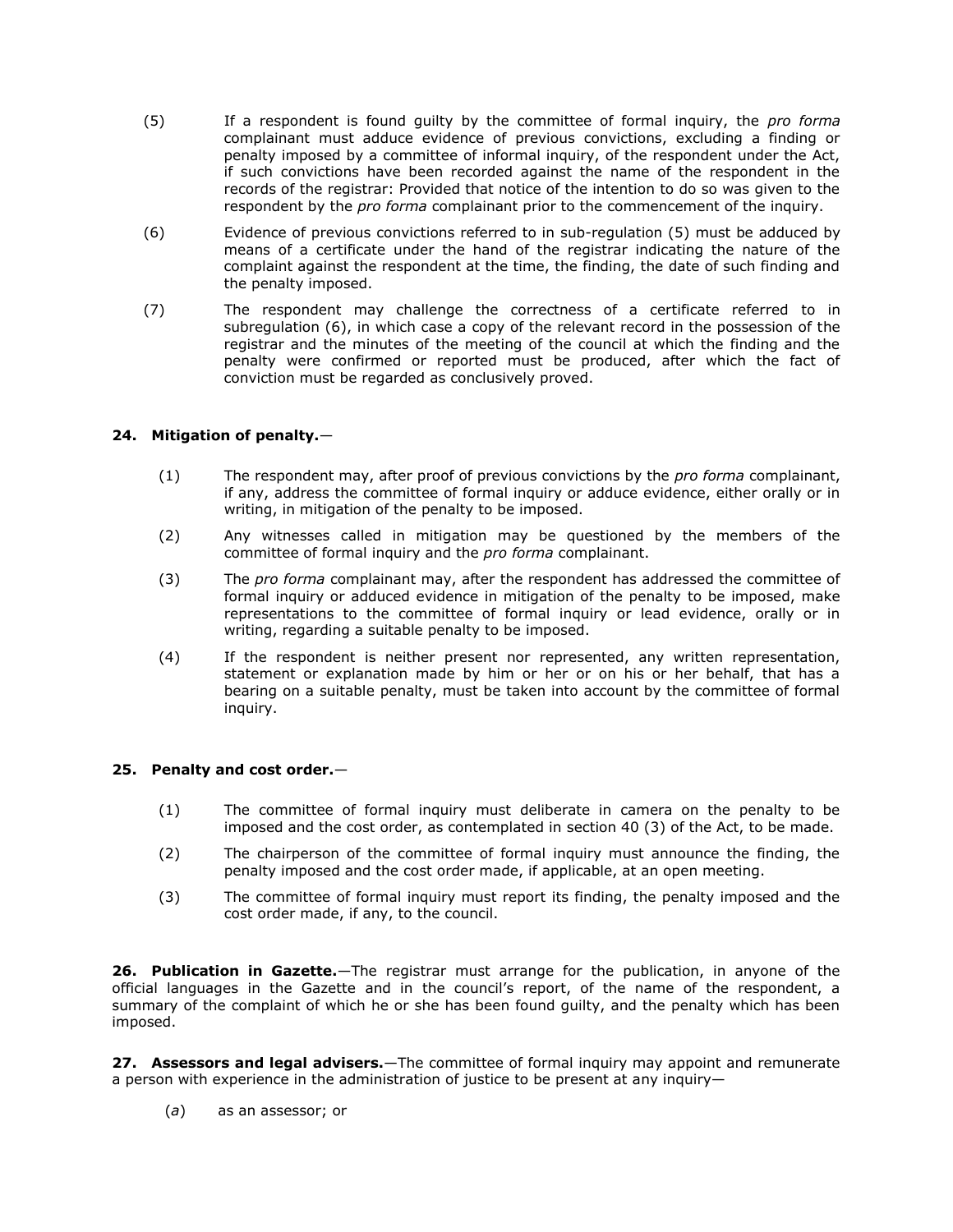(5) If a respondent is found guilty by the committee of formal inquiry, the *pro forma* complainant must adduce evidence of previous convictions, excluding a finding or penalty imposed by a committee of informal inquiry, of the respondent under the Act, if such convictions have been recorded against the name of the respondent in the records of the registrar: Provided that notice of the intention to do so was given to the respondent by the *pro forma* complainant prior to the commencement of the inquiry.

(6) Evidence of previous convictions referred to in sub-regulation (5) must be adduced by means of a certificate under the hand of the registrar indicating the nature of the complaint against the respondent at the time, the finding, the date of such finding and the penalty imposed.

(7) The respondent may challenge the correctness of a certificate referred to in subregulation (6), in which case a copy of the relevant record in the possession of the registrar and the minutes of the meeting of the council at which the finding and the penalty were confirmed or reported must be produced, after which the fact of conviction must be regarded as conclusively proved.

**24. Mitigation of penalty.**—

(1) The respondent may, after proof of previous convictions by the *pro forma* complainant, if any, address the committee of formal inquiry or adduce evidence, either orally or in writing, in mitigation of the penalty to be imposed.

(2) Any witnesses called in mitigation may be questioned by the members of the committee of formal inquiry and the *pro forma* complainant.

(3) The *pro forma* complainant may, after the respondent has addressed the committee of formal inquiry or adduced evidence in mitigation of the penalty to be imposed, make representations to the committee of formal inquiry or lead evidence, orally or in writing, regarding a suitable penalty to be imposed.

(4) If the respondent is neither present nor represented, any written representation, statement or explanation made by him or her or on his or her behalf, that has a bearing on a suitable penalty, must be taken into account by the committee of formal inquiry.

**25. Penalty and cost order.**—

(1) The committee of formal inquiry must deliberate in camera on the penalty to be imposed and the cost order, as contemplated in section 40 (3) of the Act, to be made.

(2) The chairperson of the committee of formal inquiry must announce the finding, the penalty imposed and the cost order made, if applicable, at an open meeting.

(3) The committee of formal inquiry must report its finding, the penalty imposed and the cost order made, if any, to the council.

**26. Publication in Gazette.**—The registrar must arrange for the publication, in anyone of the official languages in the Gazette and in the council's report, of the name of the respondent, a summary of the complaint of which he or she has been found guilty, and the penalty which has been imposed.

**27. Assessors and legal advisers.**—The committee of formal inquiry may appoint and remunerate a person with experience in the administration of justice to be present at any inquiry—

(*a*) as an assessor; or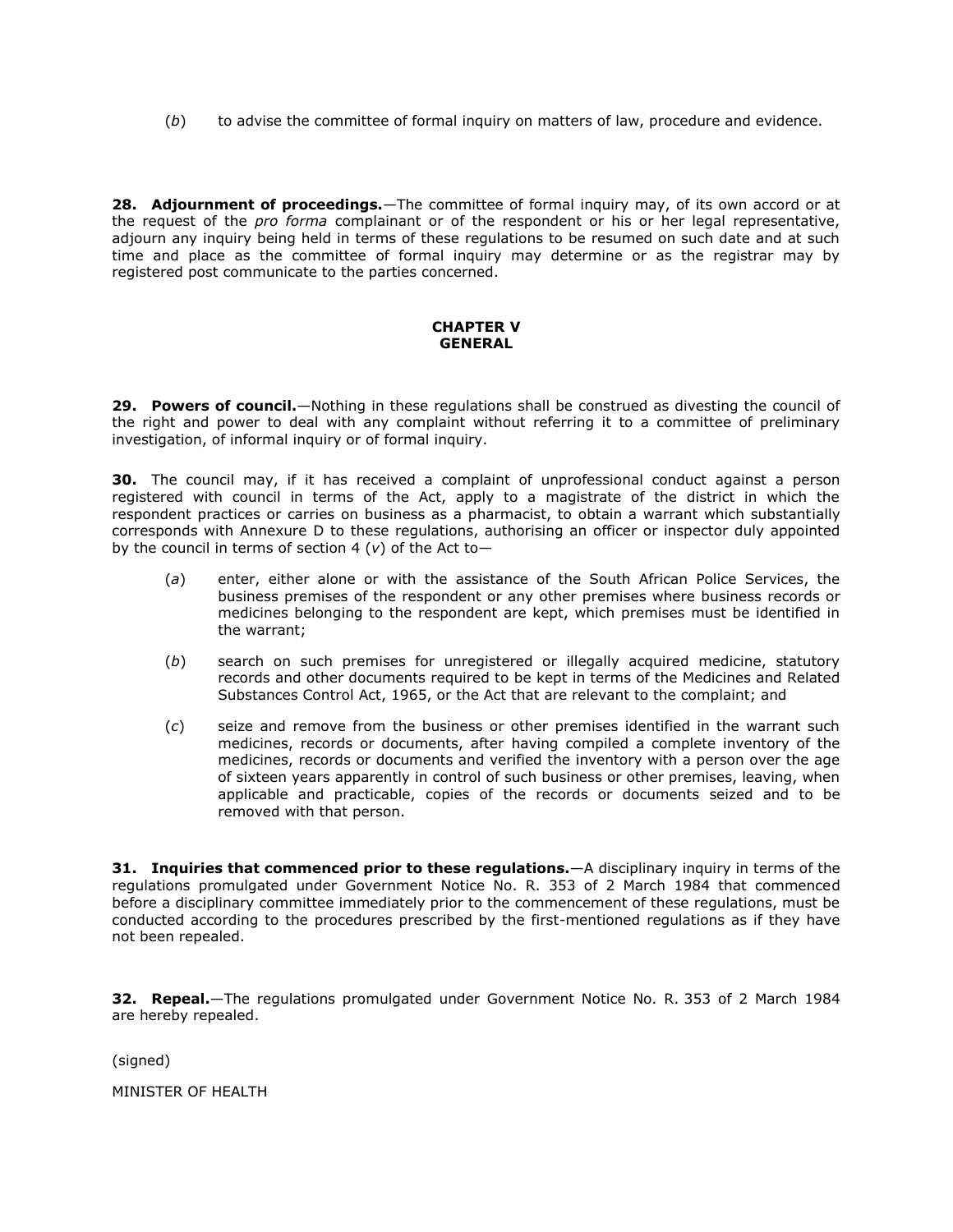(*b*) to advise the committee of formal inquiry on matters of law, procedure and evidence.

**28. Adjournment of proceedings.**—The committee of formal inquiry may, of its own accord or at the request of the *pro forma* complainant or of the respondent or his or her legal representative, adjourn any inquiry being held in terms of these regulations to be resumed on such date and at such time and place as the committee of formal inquiry may determine or as the registrar may by registered post communicate to the parties concerned.

## CHAPTER V
## GENERAL

**29. Powers of council.**—Nothing in these regulations shall be construed as divesting the council of the right and power to deal with any complaint without referring it to a committee of preliminary investigation, of informal inquiry or of formal inquiry.

**30.** The council may, if it has received a complaint of unprofessional conduct against a person registered with council in terms of the Act, apply to a magistrate of the district in which the respondent practices or carries on business as a pharmacist, to obtain a warrant which substantially corresponds with Annexure D to these regulations, authorising an officer or inspector duly appointed by the council in terms of section 4 (*v*) of the Act to—

(*a*) enter, either alone or with the assistance of the South African Police Services, the business premises of the respondent or any other premises where business records or medicines belonging to the respondent are kept, which premises must be identified in the warrant;

(*b*) search on such premises for unregistered or illegally acquired medicine, statutory records and other documents required to be kept in terms of the Medicines and Related Substances Control Act, 1965, or the Act that are relevant to the complaint; and

(*c*) seize and remove from the business or other premises identified in the warrant such medicines, records or documents, after having compiled a complete inventory of the medicines, records or documents and verified the inventory with a person over the age of sixteen years apparently in control of such business or other premises, leaving, when applicable and practicable, copies of the records or documents seized and to be removed with that person.

**31. Inquiries that commenced prior to these regulations.**—A disciplinary inquiry in terms of the regulations promulgated under Government Notice No. R. 353 of 2 March 1984 that commenced before a disciplinary committee immediately prior to the commencement of these regulations, must be conducted according to the procedures prescribed by the first-mentioned regulations as if they have not been repealed.

**32. Repeal.**—The regulations promulgated under Government Notice No. R. 353 of 2 March 1984 are hereby repealed.

(signed)

MINISTER OF HEALTH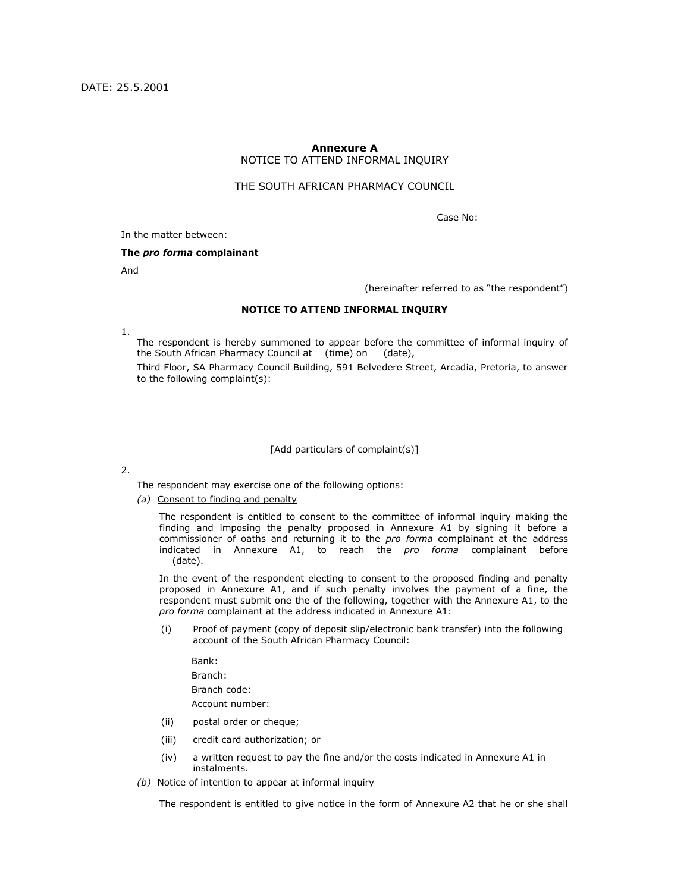DATE: 25.5.2001

**Annexure A**

NOTICE TO ATTEND INFORMAL INQUIRY

THE SOUTH AFRICAN PHARMACY COUNCIL

Case No:

In the matter between:

**The *pro forma* complainant**

And

(hereinafter referred to as "the respondent")

---

**NOTICE TO ATTEND INFORMAL INQUIRY**

---

1.

The respondent is hereby summoned to appear before the committee of informal inquiry of the South African Pharmacy Council at (time) on (date),

Third Floor, SA Pharmacy Council Building, 591 Belvedere Street, Arcadia, Pretoria, to answer to the following complaint(s):

[Add particulars of complaint(s)]

2.

The respondent may exercise one of the following options:

*(a)* Consent to finding and penalty

The respondent is entitled to consent to the committee of informal inquiry making the finding and imposing the penalty proposed in Annexure A1 by signing it before a commissioner of oaths and returning it to the *pro forma* complainant at the address indicated in Annexure A1, to reach the *pro forma* complainant before (date).

In the event of the respondent electing to consent to the proposed finding and penalty proposed in Annexure A1, and if such penalty involves the payment of a fine, the respondent must submit one the of the following, together with the Annexure A1, to the *pro forma* complainant at the address indicated in Annexure A1:

(i) Proof of payment (copy of deposit slip/electronic bank transfer) into the following account of the South African Pharmacy Council:

Bank:
Branch:
Branch code:
Account number:

(ii) postal order or cheque;

(iii) credit card authorization; or

(iv) a written request to pay the fine and/or the costs indicated in Annexure A1 in instalments.

*(b)* Notice of intention to appear at informal inquiry

The respondent is entitled to give notice in the form of Annexure A2 that he or she shall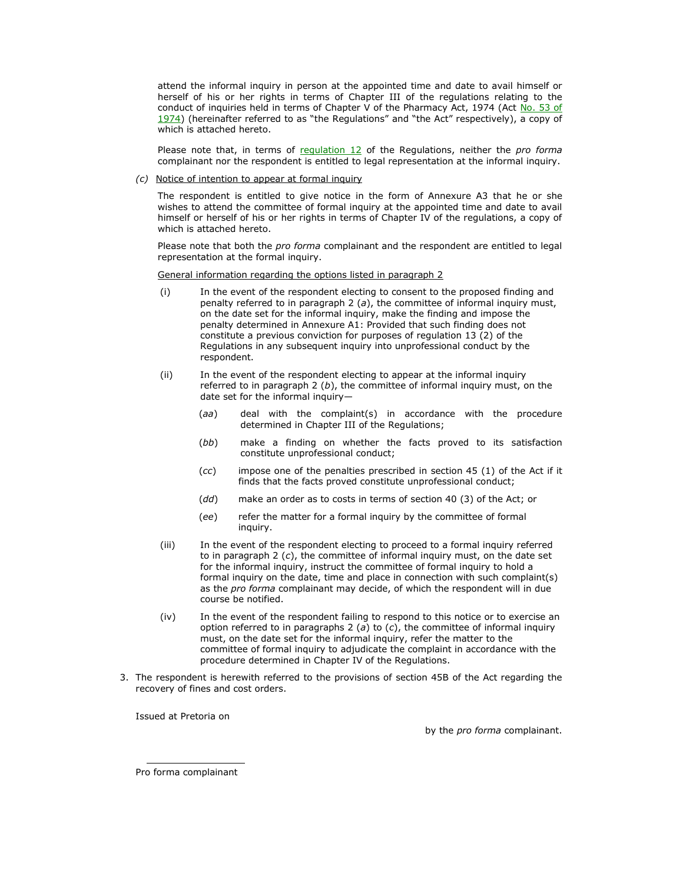attend the informal inquiry in person at the appointed time and date to avail himself or herself of his or her rights in terms of Chapter III of the regulations relating to the conduct of inquiries held in terms of Chapter V of the Pharmacy Act, 1974 (Act No. 53 of 1974) (hereinafter referred to as "the Regulations" and "the Act" respectively), a copy of which is attached hereto.

Please note that, in terms of regulation 12 of the Regulations, neither the *pro forma* complainant nor the respondent is entitled to legal representation at the informal inquiry.

*(c)* Notice of intention to appear at formal inquiry

The respondent is entitled to give notice in the form of Annexure A3 that he or she wishes to attend the committee of formal inquiry at the appointed time and date to avail himself or herself of his or her rights in terms of Chapter IV of the regulations, a copy of which is attached hereto.

Please note that both the *pro forma* complainant and the respondent are entitled to legal representation at the formal inquiry.

General information regarding the options listed in paragraph 2

(i) In the event of the respondent electing to consent to the proposed finding and penalty referred to in paragraph 2 (*a*), the committee of informal inquiry must, on the date set for the informal inquiry, make the finding and impose the penalty determined in Annexure A1: Provided that such finding does not constitute a previous conviction for purposes of regulation 13 (2) of the Regulations in any subsequent inquiry into unprofessional conduct by the respondent.

(ii) In the event of the respondent electing to appear at the informal inquiry referred to in paragraph 2 (*b*), the committee of informal inquiry must, on the date set for the informal inquiry—

(*aa*) deal with the complaint(s) in accordance with the procedure determined in Chapter III of the Regulations;

(*bb*) make a finding on whether the facts proved to its satisfaction constitute unprofessional conduct;

(*cc*) impose one of the penalties prescribed in section 45 (1) of the Act if it finds that the facts proved constitute unprofessional conduct;

(*dd*) make an order as to costs in terms of section 40 (3) of the Act; or

(*ee*) refer the matter for a formal inquiry by the committee of formal inquiry.

(iii) In the event of the respondent electing to proceed to a formal inquiry referred to in paragraph 2 (*c*), the committee of informal inquiry must, on the date set for the informal inquiry, instruct the committee of formal inquiry to hold a formal inquiry on the date, time and place in connection with such complaint(s) as the *pro forma* complainant may decide, of which the respondent will in due course be notified.

(iv) In the event of the respondent failing to respond to this notice or to exercise an option referred to in paragraphs 2 (*a*) to (*c*), the committee of informal inquiry must, on the date set for the informal inquiry, refer the matter to the committee of formal inquiry to adjudicate the complaint in accordance with the procedure determined in Chapter IV of the Regulations.

3. The respondent is herewith referred to the provisions of section 45B of the Act regarding the recovery of fines and cost orders.

Issued at Pretoria on

by the *pro forma* complainant.

\_\_\_\_\_\_\_\_\_\_\_\_\_\_\_\_\_\_

Pro forma complainant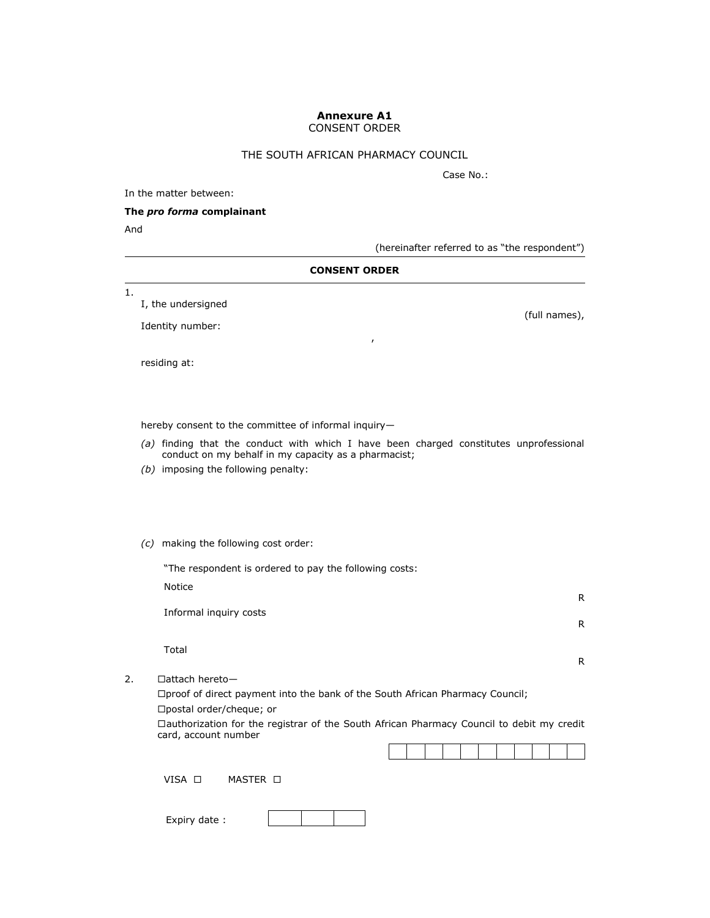**Annexure A1**

CONSENT ORDER

THE SOUTH AFRICAN PHARMACY COUNCIL

Case No.:

In the matter between:

**The *pro forma* complainant**

And

(hereinafter referred to as "the respondent")

---

**CONSENT ORDER**

---

1.

I, the undersigned (full names),

Identity number: ,

residing at:

hereby consent to the committee of informal inquiry—

*(a)* finding that the conduct with which I have been charged constitutes unprofessional conduct on my behalf in my capacity as a pharmacist;

*(b)* imposing the following penalty:

*(c)* making the following cost order:

"The respondent is ordered to pay the following costs:

| | |
|---|---|
| Notice | R |
| Informal inquiry costs | R |
| Total | R |

2. ☐attach hereto—

☐proof of direct payment into the bank of the South African Pharmacy Council;

☐postal order/cheque; or

☐authorization for the registrar of the South African Pharmacy Council to debit my credit card, account number

| | | | | | | | | | | |
|---|---|---|---|---|---|---|---|---|---|---|
| | | | | | | | | | | |

VISA ☐ MASTER ☐

Expiry date :

| | | |
|---|---|---|
| | | |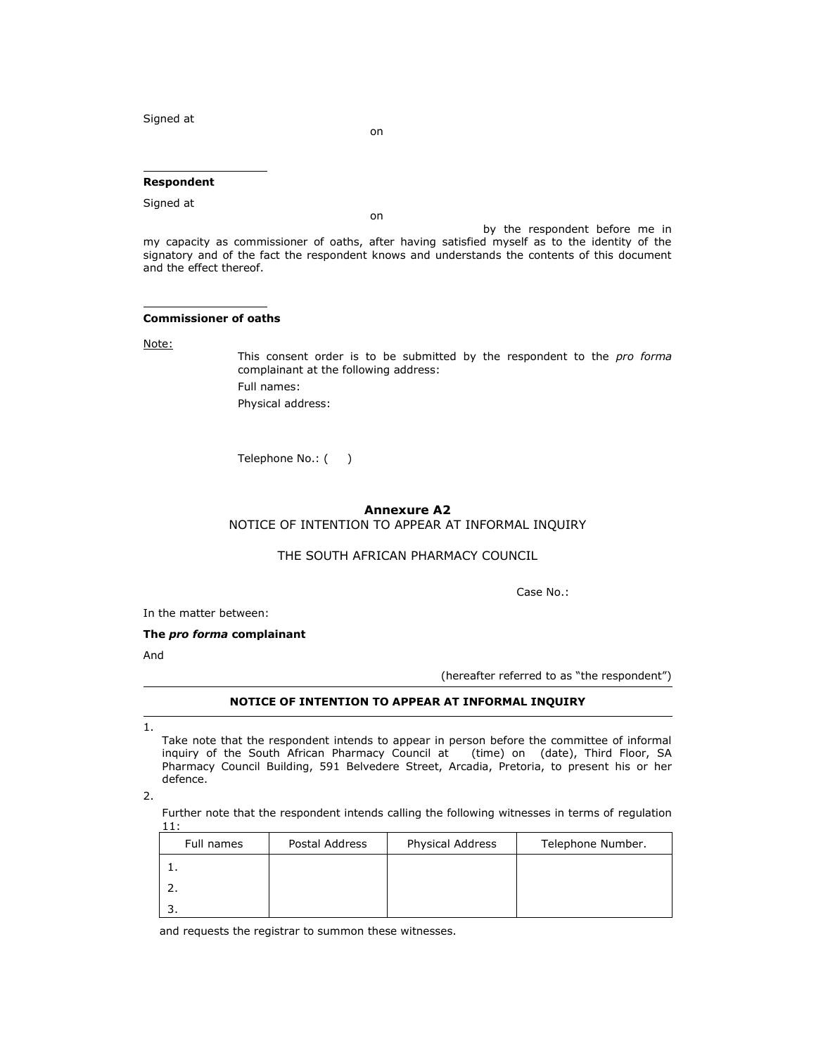Signed at

on

\_\_\_\_\_\_\_\_\_\_\_\_\_\_\_\_\_\_\_\_

**Respondent**

Signed at

on

by the respondent before me in my capacity as commissioner of oaths, after having satisfied myself as to the identity of the signatory and of the fact the respondent knows and understands the contents of this document and the effect thereof.

\_\_\_\_\_\_\_\_\_\_\_\_\_\_\_\_\_\_\_\_

**Commissioner of oaths**

Note:

This consent order is to be submitted by the respondent to the *pro forma* complainant at the following address:

Full names:

Physical address:

Telephone No.: (     )

## Annexure A2

NOTICE OF INTENTION TO APPEAR AT INFORMAL INQUIRY

THE SOUTH AFRICAN PHARMACY COUNCIL

Case No.:

In the matter between:

**The *pro forma* complainant**

And

(hereafter referred to as "the respondent")

---

**NOTICE OF INTENTION TO APPEAR AT INFORMAL INQUIRY**

---

1.

Take note that the respondent intends to appear in person before the committee of informal inquiry of the South African Pharmacy Council at (time) on (date), Third Floor, SA Pharmacy Council Building, 591 Belvedere Street, Arcadia, Pretoria, to present his or her defence.

2.

Further note that the respondent intends calling the following witnesses in terms of regulation 11:

| Full names | Postal Address | Physical Address | Telephone Number. |
|---|---|---|---|
| 1. | | | |
| 2. | | | |
| 3. | | | |

and requests the registrar to summon these witnesses.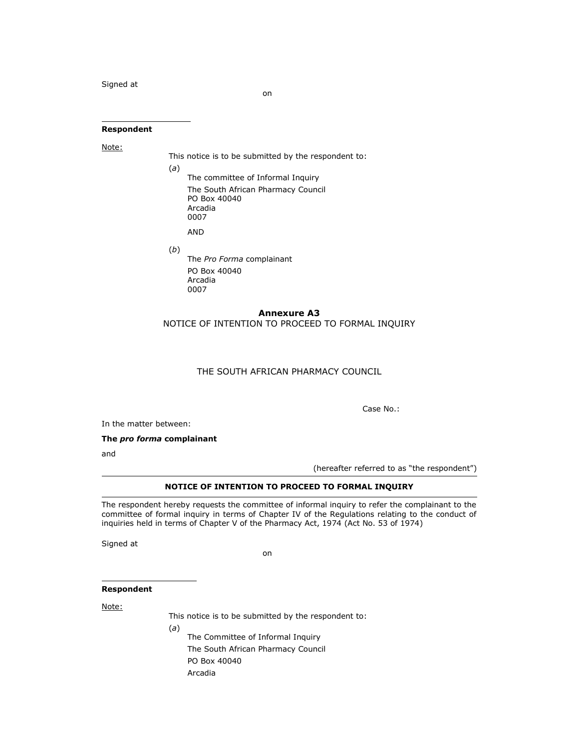Signed at

on

\_\_\_\_\_\_\_\_\_\_\_\_\_\_\_\_\_\_\_\_

**Respondent**

Note:

This notice is to be submitted by the respondent to:

(*a*)

The committee of Informal Inquiry
The South African Pharmacy Council
PO Box 40040
Arcadia
0007

AND

(*b*)

The *Pro Forma* complainant
PO Box 40040
Arcadia
0007

## Annexure A3

NOTICE OF INTENTION TO PROCEED TO FORMAL INQUIRY

THE SOUTH AFRICAN PHARMACY COUNCIL

Case No.:

In the matter between:

**The *pro forma* complainant**

and

(hereafter referred to as "the respondent")

**NOTICE OF INTENTION TO PROCEED TO FORMAL INQUIRY**

The respondent hereby requests the committee of informal inquiry to refer the complainant to the committee of formal inquiry in terms of Chapter IV of the Regulations relating to the conduct of inquiries held in terms of Chapter V of the Pharmacy Act, 1974 (Act No. 53 of 1974)

Signed at

on

\_\_\_\_\_\_\_\_\_\_\_\_\_\_\_\_\_\_\_\_

**Respondent**

Note:

This notice is to be submitted by the respondent to:

(*a*)

The Committee of Informal Inquiry
The South African Pharmacy Council
PO Box 40040
Arcadia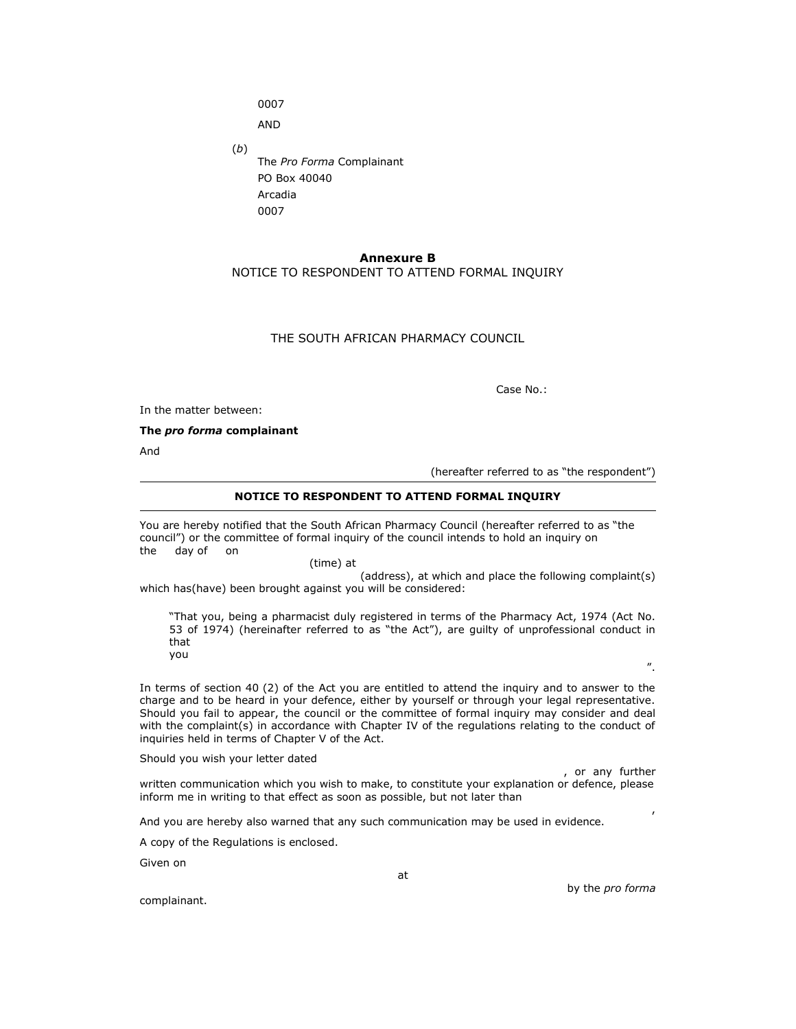0007

AND

(*b*)

The *Pro Forma* Complainant
PO Box 40040
Arcadia
0007

**Annexure B**

NOTICE TO RESPONDENT TO ATTEND FORMAL INQUIRY

THE SOUTH AFRICAN PHARMACY COUNCIL

Case No.:

In the matter between:

**The *pro forma* complainant**

And

(hereafter referred to as "the respondent")

---

**NOTICE TO RESPONDENT TO ATTEND FORMAL INQUIRY**

---

You are hereby notified that the South African Pharmacy Council (hereafter referred to as "the council") or the committee of formal inquiry of the council intends to hold an inquiry on the day of on (time) at (address), at which and place the following complaint(s) which has(have) been brought against you will be considered:

> "That you, being a pharmacist duly registered in terms of the Pharmacy Act, 1974 (Act No. 53 of 1974) (hereinafter referred to as "the Act"), are guilty of unprofessional conduct in that you
>
> ".

In terms of section 40 (2) of the Act you are entitled to attend the inquiry and to answer to the charge and to be heard in your defence, either by yourself or through your legal representative. Should you fail to appear, the council or the committee of formal inquiry may consider and deal with the complaint(s) in accordance with Chapter IV of the regulations relating to the conduct of inquiries held in terms of Chapter V of the Act.

Should you wish your letter dated , or any further written communication which you wish to make, to constitute your explanation or defence, please inform me in writing to that effect as soon as possible, but not later than ,

And you are hereby also warned that any such communication may be used in evidence.

A copy of the Regulations is enclosed.

Given on at by the *pro forma* complainant.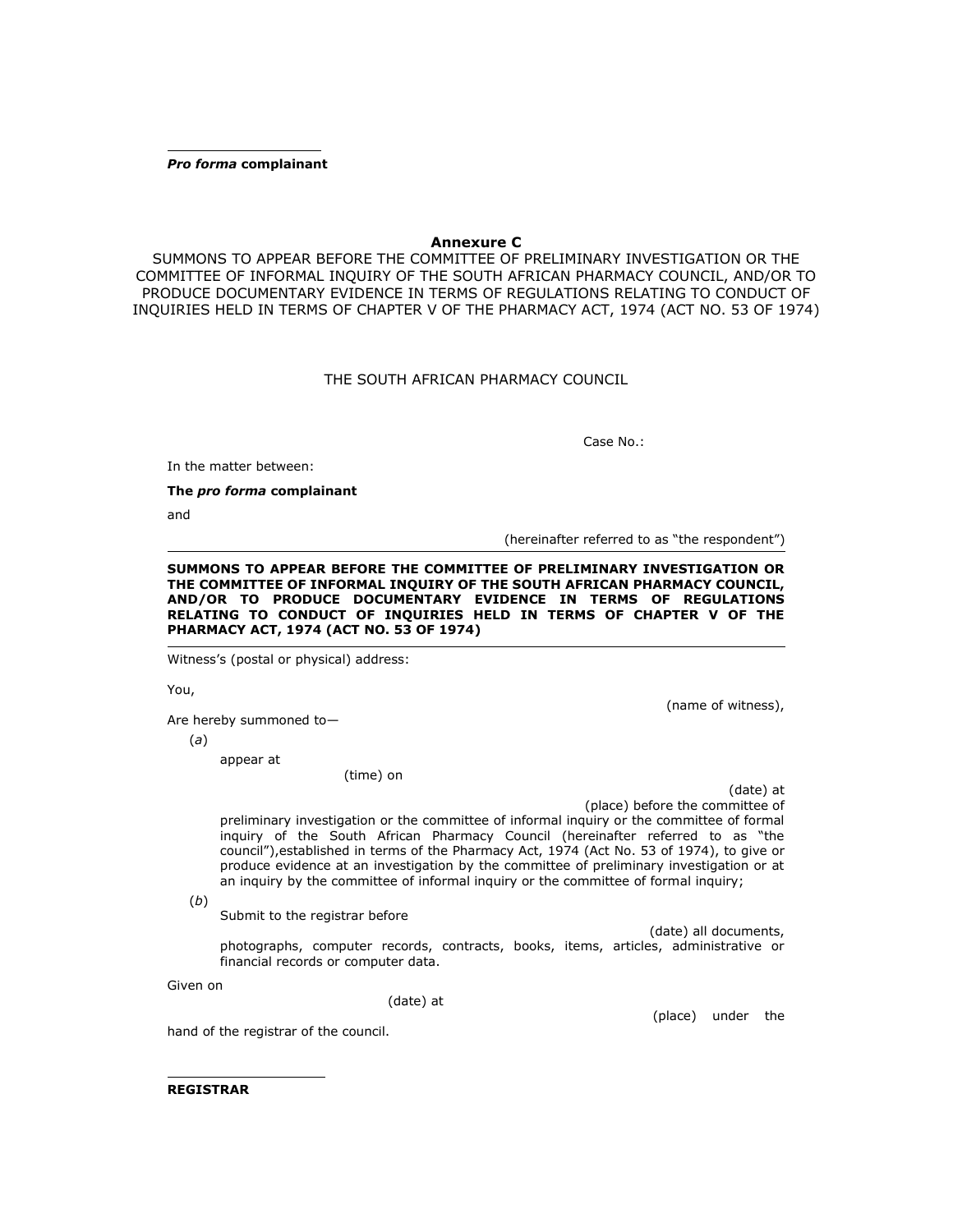______________________

***Pro forma* complainant**

## Annexure C

SUMMONS TO APPEAR BEFORE THE COMMITTEE OF PRELIMINARY INVESTIGATION OR THE COMMITTEE OF INFORMAL INQUIRY OF THE SOUTH AFRICAN PHARMACY COUNCIL, AND/OR TO PRODUCE DOCUMENTARY EVIDENCE IN TERMS OF REGULATIONS RELATING TO CONDUCT OF INQUIRIES HELD IN TERMS OF CHAPTER V OF THE PHARMACY ACT, 1974 (ACT NO. 53 OF 1974)

THE SOUTH AFRICAN PHARMACY COUNCIL

Case No.:

In the matter between:

**The *pro forma* complainant**

and

(hereinafter referred to as "the respondent")

---

**SUMMONS TO APPEAR BEFORE THE COMMITTEE OF PRELIMINARY INVESTIGATION OR THE COMMITTEE OF INFORMAL INQUIRY OF THE SOUTH AFRICAN PHARMACY COUNCIL, AND/OR TO PRODUCE DOCUMENTARY EVIDENCE IN TERMS OF REGULATIONS RELATING TO CONDUCT OF INQUIRIES HELD IN TERMS OF CHAPTER V OF THE PHARMACY ACT, 1974 (ACT NO. 53 OF 1974)**

---

Witness's (postal or physical) address:

You,

(name of witness),

Are hereby summoned to—

(*a*)

appear at

(time) on

(date) at

(place) before the committee of preliminary investigation or the committee of informal inquiry or the committee of formal inquiry of the South African Pharmacy Council (hereinafter referred to as "the council"),established in terms of the Pharmacy Act, 1974 (Act No. 53 of 1974), to give or produce evidence at an investigation by the committee of preliminary investigation or at an inquiry by the committee of informal inquiry or the committee of formal inquiry;

(*b*)

Submit to the registrar before

(date) all documents, photographs, computer records, contracts, books, items, articles, administrative or financial records or computer data.

Given on

(date) at

(place) under the hand of the registrar of the council.

______________________

**REGISTRAR**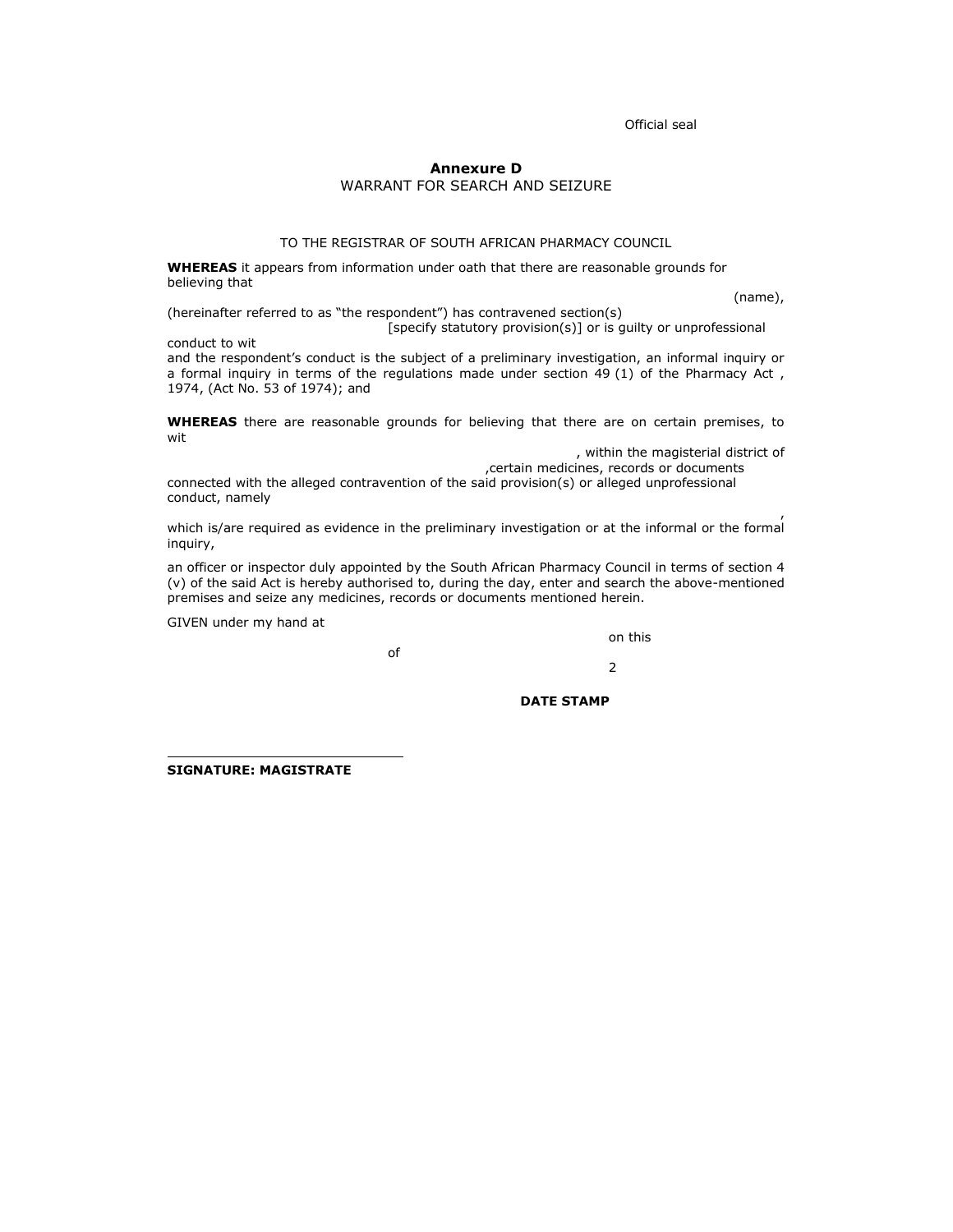Official seal

**Annexure D**

WARRANT FOR SEARCH AND SEIZURE

TO THE REGISTRAR OF SOUTH AFRICAN PHARMACY COUNCIL

**WHEREAS** it appears from information under oath that there are reasonable grounds for believing that

(name),

(hereinafter referred to as "the respondent") has contravened section(s)

[specify statutory provision(s)] or is guilty or unprofessional conduct to wit

and the respondent's conduct is the subject of a preliminary investigation, an informal inquiry or a formal inquiry in terms of the regulations made under section 49 (1) of the Pharmacy Act , 1974, (Act No. 53 of 1974); and

**WHEREAS** there are reasonable grounds for believing that there are on certain premises, to wit

, within the magisterial district of

,certain medicines, records or documents connected with the alleged contravention of the said provision(s) or alleged unprofessional conduct, namely

,

which is/are required as evidence in the preliminary investigation or at the informal or the formal inquiry,

an officer or inspector duly appointed by the South African Pharmacy Council in terms of section 4 (v) of the said Act is hereby authorised to, during the day, enter and search the above-mentioned premises and seize any medicines, records or documents mentioned herein.

GIVEN under my hand at

on this

of

2

**DATE STAMP**

---

**SIGNATURE: MAGISTRATE**